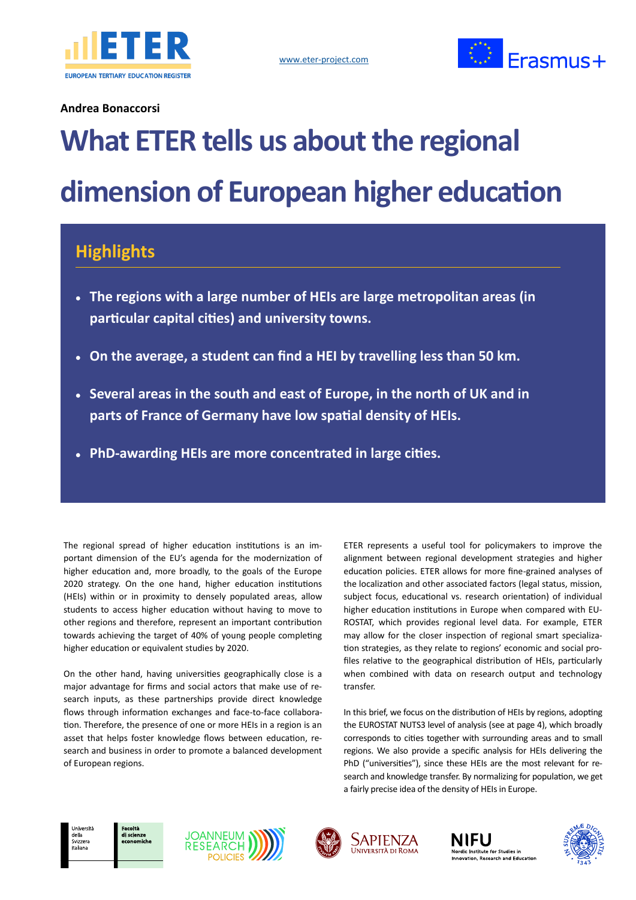Andrea Bonaccorsi

# What ETER tells us about the regional dimension of European higher education

## Highlights

- **The regions with a large number of HEIs are large metropolitan areas (in particular capital cities) and university towns.**
- **On the average, a student can find a HEI by travelling less than 50 km.**
- **Several areas in the south and east of Europe, in the north of UK and in parts of France of Germany have low spatial density of HEIs.**
- **PhD-awarding HEIs are more concentrated in large cities.**

The regional spread of higher education institutions is an important dimension of the EU's agenda for the modernization of higher education and, more broadly, to the goals of the Europe 2020 strategy. On the one hand, higher education institutions (HEIs) within or in proximity to densely populated areas, allow students to access higher education without having to move to other regions and therefore, represent an important contribution towards achieving the target of 40% of young people completing higher education or equivalent studies by 2020.

On the other hand, having universities geographically close is a major advantage for firms and social actors that make use of research inputs, as these partnerships provide direct knowledge flows through information exchanges and face-to-face collaboration. Therefore, the presence of one or more HEIs in a region is an asset that helps foster knowledge flows between education, research and business in order to promote a balanced development of European regions.

ETER represents a useful tool for policymakers to improve the alignment between regional development strategies and higher education policies. ETER allows for more fine-grained analyses of the localization and other associated factors (legal status, mission, subject focus, educational vs. research orientation) of individual higher education institutions in Europe when compared with EUROSTAT, which provides regional level data. For example, ETER may allow for the closer inspection of regional smart specialization strategies, as they relate to regions' economic and social profiles relative to the geographical distribution of HEIs, particularly when combined with data on research output and technology transfer.

In this brief, we focus on the distribution of HEIs by regions, adopting the EUROSTAT NUTS3 level of analysis (see at page 4), which broadly corresponds to cities together with surrounding areas and to small regions. We also provide a specific analysis for HEIs delivering the PhD ("universities"), since these HEIs are the most relevant for research and knowledge transfer. By normalizing for population, we get a fairly precise idea of the density of HEIs in Europe.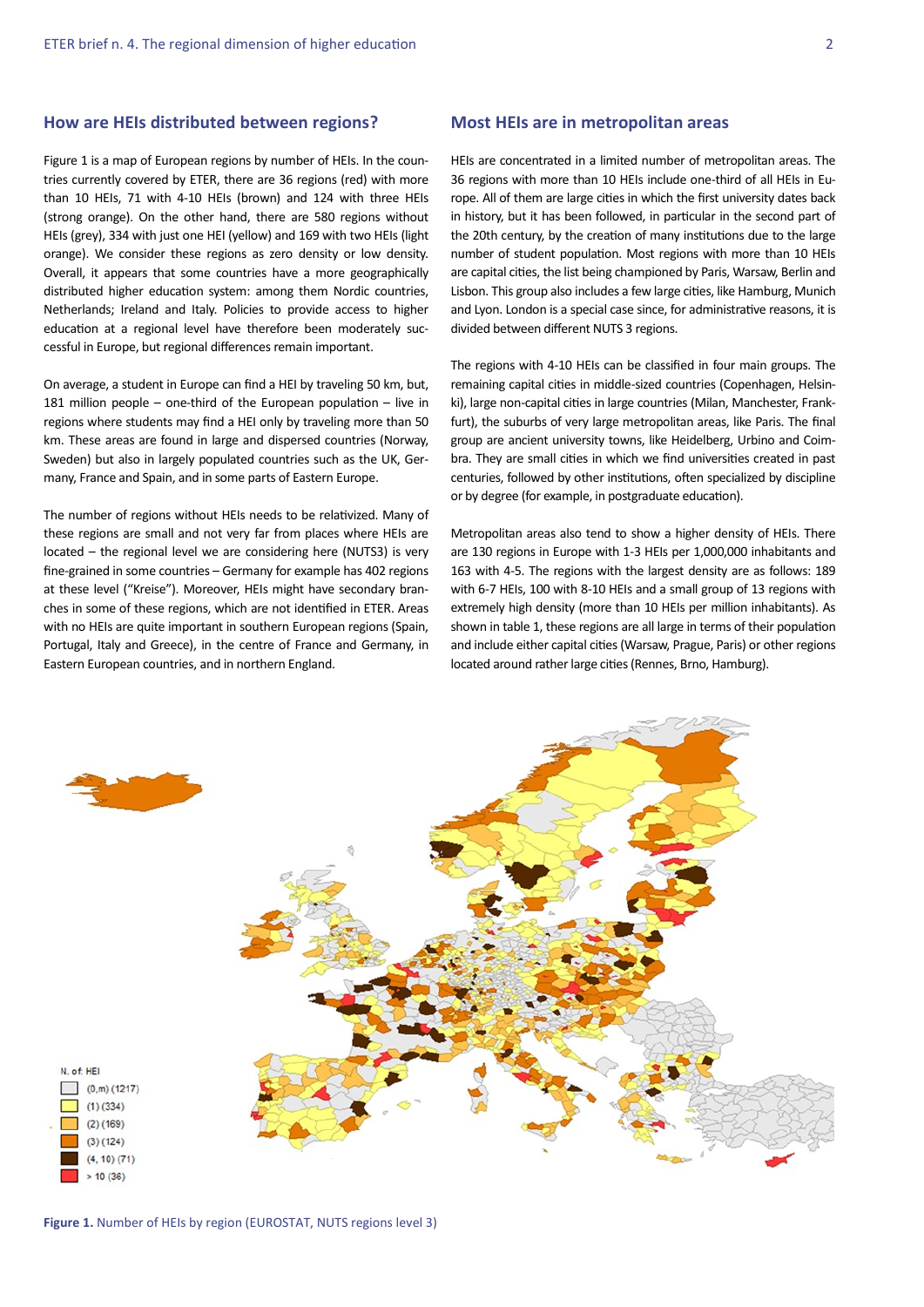## How are HEIs distributed between regions?

Figure 1 is a map of European regions by number of HEIs. In the countries currently covered by ETER, there are 36 regions (red) with more than 10 HEIs, 71 with 4-10 HEIs (brown) and 124 with three HEIs (strong orange). On the other hand, there are 580 regions without HEIs (grey), 334 with just one HEI (yellow) and 169 with two HEIs (light orange). We consider these regions as zero density or low density. Overall, it appears that some countries have a more geographically distributed higher education system: among them Nordic countries, Netherlands; Ireland and Italy. Policies to provide access to higher education at a regional level have therefore been moderately successful in Europe, but regional differences remain important.

On average, a student in Europe can find a HEI by traveling 50 km, but, 181 million people – one-third of the European population – live in regions where students may find a HEI only by traveling more than 50 km. These areas are found in large and dispersed countries (Norway, Sweden) but also in largely populated countries such as the UK, Germany, France and Spain, and in some parts of Eastern Europe.

The number of regions without HEIs needs to be relativized. Many of these regions are small and not very far from places where HEIs are located – the regional level we are considering here (NUTS3) is very fine-grained in some countries – Germany for example has 402 regions at these level ("Kreise"). Moreover, HEIs might have secondary branches in some of these regions, which are not identified in ETER. Areas with no HEIs are quite important in southern European regions (Spain, Portugal, Italy and Greece), in the centre of France and Germany, in Eastern European countries, and in northern England.

## Most HEIs are in metropolitan areas

HEIs are concentrated in a limited number of metropolitan areas. The 36 regions with more than 10 HEIs include one-third of all HEIs in Europe. All of them are large cities in which the first university dates back in history, but it has been followed, in particular in the second part of the 20th century, by the creation of many institutions due to the large number of student population. Most regions with more than 10 HEIs are capital cities, the list being championed by Paris, Warsaw, Berlin and Lisbon. This group also includes a few large cities, like Hamburg, Munich and Lyon. London is a special case since, for administrative reasons, it is divided between different NUTS 3 regions.

The regions with 4-10 HEIs can be classified in four main groups. The remaining capital cities in middle-sized countries (Copenhagen, Helsinki), large non-capital cities in large countries (Milan, Manchester, Frankfurt), the suburbs of very large metropolitan areas, like Paris. The final group are ancient university towns, like Heidelberg, Urbino and Coimbra. They are small cities in which we find universities created in past centuries, followed by other institutions, often specialized by discipline or by degree (for example, in postgraduate education).

Metropolitan areas also tend to show a higher density of HEIs. There are 130 regions in Europe with 1-3 HEIs per 1,000,000 inhabitants and 163 with 4-5. The regions with the largest density are as follows: 189 with 6-7 HEIs, 100 with 8-10 HEIs and a small group of 13 regions with extremely high density (more than 10 HEIs per million inhabitants). As shown in table 1, these regions are all large in terms of their population and include either capital cities (Warsaw, Prague, Paris) or other regions located around rather large cities (Rennes, Brno, Hamburg).

N. of HEI
- (0,m) (1217)
- (1) (334)
- (2) (169)
- (3) (124)
- (4, 10) (71)
- > 10 (36)

**Figure 1.** Number of HEIs by region (EUROSTAT, NUTS regions level 3)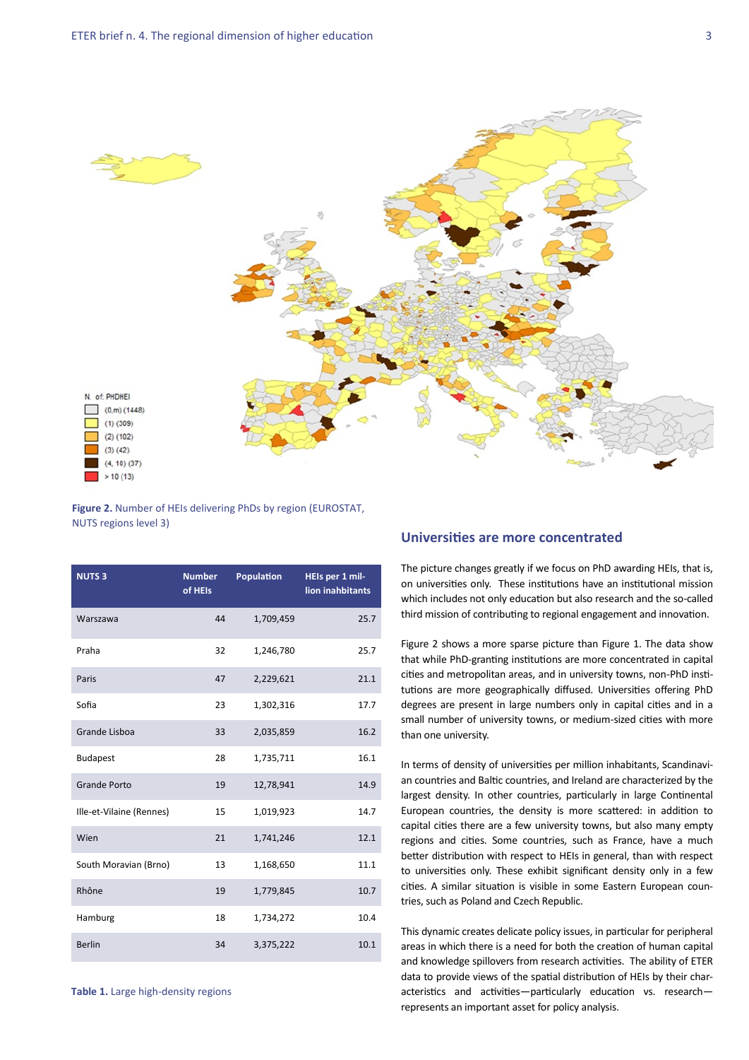N. of: PHDHEI
- (0,m) (1448)
- (1) (309)
- (2) (102)
- (3) (42)
- (4, 10) (37)
- > 10 (13)

**Figure 2.** Number of HEIs delivering PhDs by region (EUROSTAT, NUTS regions level 3)

| NUTS 3 | Number of HEIs | Population | HEIs per 1 million inhabitants |
|---|---|---|---|
| Warszawa | 44 | 1,709,459 | 25.7 |
| Praha | 32 | 1,246,780 | 25.7 |
| Paris | 47 | 2,229,621 | 21.1 |
| Sofia | 23 | 1,302,316 | 17.7 |
| Grande Lisboa | 33 | 2,035,859 | 16.2 |
| Budapest | 28 | 1,735,711 | 16.1 |
| Grande Porto | 19 | 12,78,941 | 14.9 |
| Ille-et-Vilaine (Rennes) | 15 | 1,019,923 | 14.7 |
| Wien | 21 | 1,741,246 | 12.1 |
| South Moravian (Brno) | 13 | 1,168,650 | 11.1 |
| Rhône | 19 | 1,779,845 | 10.7 |
| Hamburg | 18 | 1,734,272 | 10.4 |
| Berlin | 34 | 3,375,222 | 10.1 |

**Table 1.** Large high-density regions

## Universities are more concentrated

The picture changes greatly if we focus on PhD awarding HEIs, that is, on universities only. These institutions have an institutional mission which includes not only education but also research and the so-called third mission of contributing to regional engagement and innovation.

Figure 2 shows a more sparse picture than Figure 1. The data show that while PhD-granting institutions are more concentrated in capital cities and metropolitan areas, and in university towns, non-PhD institutions are more geographically diffused. Universities offering PhD degrees are present in large numbers only in capital cities and in a small number of university towns, or medium-sized cities with more than one university.

In terms of density of universities per million inhabitants, Scandinavian countries and Baltic countries, and Ireland are characterized by the largest density. In other countries, particularly in large Continental European countries, the density is more scattered: in addition to capital cities there are a few university towns, but also many empty regions and cities. Some countries, such as France, have a much better distribution with respect to HEIs in general, than with respect to universities only. These exhibit significant density only in a few cities. A similar situation is visible in some Eastern European countries, such as Poland and Czech Republic.

This dynamic creates delicate policy issues, in particular for peripheral areas in which there is a need for both the creation of human capital and knowledge spillovers from research activities. The ability of ETER data to provide views of the spatial distribution of HEIs by their characteristics and activities—particularly education vs. research—represents an important asset for policy analysis.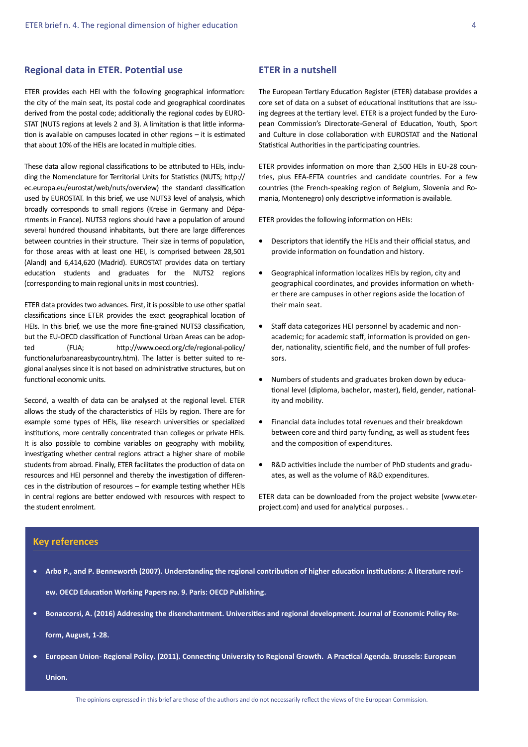## Regional data in ETER. Potential use

ETER provides each HEI with the following geographical information: the city of the main seat, its postal code and geographical coordinates derived from the postal code; additionally the regional codes by EUROSTAT (NUTS regions at levels 2 and 3). A limitation is that little information is available on campuses located in other regions – it is estimated that about 10% of the HEIs are located in multiple cities.

These data allow regional classifications to be attributed to HEIs, including the Nomenclature for Territorial Units for Statistics (NUTS; http://ec.europa.eu/eurostat/web/nuts/overview) the standard classification used by EUROSTAT. In this brief, we use NUTS3 level of analysis, which broadly corresponds to small regions (Kreise in Germany and Départments in France). NUTS3 regions should have a population of around several hundred thousand inhabitants, but there are large differences between countries in their structure. Their size in terms of population, for those areas with at least one HEI, is comprised between 28,501 (Aland) and 6,414,620 (Madrid). EUROSTAT provides data on tertiary education students and graduates for the NUTS2 regions (corresponding to main regional units in most countries).

ETER data provides two advances. First, it is possible to use other spatial classifications since ETER provides the exact geographical location of HEIs. In this brief, we use the more fine-grained NUTS3 classification, but the EU-OECD classification of Functional Urban Areas can be adopted (FUA; http://www.oecd.org/cfe/regional-policy/functionalurbanareasbycountry.htm). The latter is better suited to regional analyses since it is not based on administrative structures, but on functional economic units.

Second, a wealth of data can be analysed at the regional level. ETER allows the study of the characteristics of HEIs by region. There are for example some types of HEIs, like research universities or specialized institutions, more centrally concentrated than colleges or private HEIs. It is also possible to combine variables on geography with mobility, investigating whether central regions attract a higher share of mobile students from abroad. Finally, ETER facilitates the production of data on resources and HEI personnel and thereby the investigation of differences in the distribution of resources – for example testing whether HEIs in central regions are better endowed with resources with respect to the student enrolment.

## ETER in a nutshell

The European Tertiary Education Register (ETER) database provides a core set of data on a subset of educational institutions that are issuing degrees at the tertiary level. ETER is a project funded by the European Commission's Directorate-General of Education, Youth, Sport and Culture in close collaboration with EUROSTAT and the National Statistical Authorities in the participating countries.

ETER provides information on more than 2,500 HEIs in EU-28 countries, plus EEA-EFTA countries and candidate countries. For a few countries (the French-speaking region of Belgium, Slovenia and Romania, Montenegro) only descriptive information is available.

ETER provides the following information on HEIs:

- Descriptors that identify the HEIs and their official status, and provide information on foundation and history.
- Geographical information localizes HEIs by region, city and geographical coordinates, and provides information on whether there are campuses in other regions aside the location of their main seat.
- Staff data categorizes HEI personnel by academic and non-academic; for academic staff, information is provided on gender, nationality, scientific field, and the number of full professors.
- Numbers of students and graduates broken down by educational level (diploma, bachelor, master), field, gender, nationality and mobility.
- Financial data includes total revenues and their breakdown between core and third party funding, as well as student fees and the composition of expenditures.
- R&D activities include the number of PhD students and graduates, as well as the volume of R&D expenditures.

ETER data can be downloaded from the project website (www.eter-project.com) and used for analytical purposes. .

## Key references

- **Arbo P., and P. Benneworth (2007). Understanding the regional contribution of higher education institutions: A literature review. OECD Education Working Papers no. 9. Paris: OECD Publishing.**
- **Bonaccorsi, A. (2016) Addressing the disenchantment. Universities and regional development. Journal of Economic Policy Reform, August, 1-28.**
- **European Union- Regional Policy. (2011). Connecting University to Regional Growth. A Practical Agenda. Brussels: European Union.**

The opinions expressed in this brief are those of the authors and do not necessarily reflect the views of the European Commission.